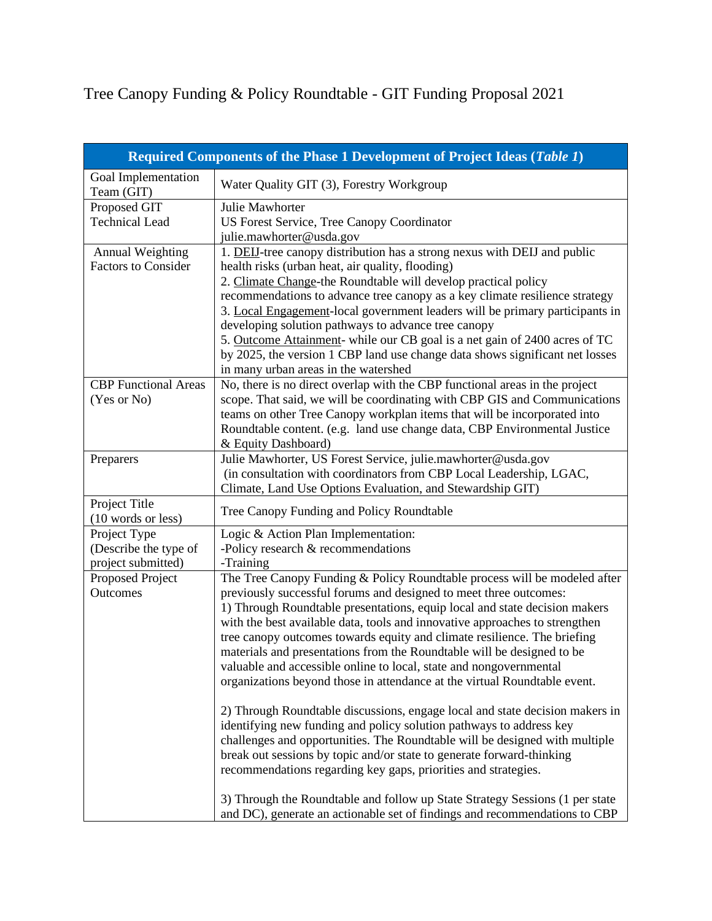Tree Canopy Funding & Policy Roundtable - GIT Funding Proposal 2021

| **Required Components of the Phase 1 Development of Project Ideas (*Table 1*)** | |
|---|---|
| Goal Implementation Team (GIT) | Water Quality GIT (3), Forestry Workgroup |
| Proposed GIT Technical Lead | Julie Mawhorter<br>US Forest Service, Tree Canopy Coordinator<br>julie.mawhorter@usda.gov |
| Annual Weighting Factors to Consider | 1. <u>DEIJ</u>-tree canopy distribution has a strong nexus with DEIJ and public health risks (urban heat, air quality, flooding)<br>2. <u>Climate Change</u>-the Roundtable will develop practical policy recommendations to advance tree canopy as a key climate resilience strategy<br>3. <u>Local Engagement</u>-local government leaders will be primary participants in developing solution pathways to advance tree canopy<br>5. <u>Outcome Attainment</u>- while our CB goal is a net gain of 2400 acres of TC by 2025, the version 1 CBP land use change data shows significant net losses in many urban areas in the watershed |
| CBP Functional Areas (Yes or No) | No, there is no direct overlap with the CBP functional areas in the project scope. That said, we will be coordinating with CBP GIS and Communications teams on other Tree Canopy workplan items that will be incorporated into Roundtable content. (e.g. land use change data, CBP Environmental Justice & Equity Dashboard) |
| Preparers | Julie Mawhorter, US Forest Service, julie.mawhorter@usda.gov<br>(in consultation with coordinators from CBP Local Leadership, LGAC, Climate, Land Use Options Evaluation, and Stewardship GIT) |
| Project Title (10 words or less) | Tree Canopy Funding and Policy Roundtable |
| Project Type (Describe the type of project submitted) | Logic & Action Plan Implementation:<br>-Policy research & recommendations<br>-Training |
| Proposed Project Outcomes | The Tree Canopy Funding & Policy Roundtable process will be modeled after previously successful forums and designed to meet three outcomes:<br>1) Through Roundtable presentations, equip local and state decision makers with the best available data, tools and innovative approaches to strengthen tree canopy outcomes towards equity and climate resilience. The briefing materials and presentations from the Roundtable will be designed to be valuable and accessible online to local, state and nongovernmental organizations beyond those in attendance at the virtual Roundtable event.<br><br>2) Through Roundtable discussions, engage local and state decision makers in identifying new funding and policy solution pathways to address key challenges and opportunities. The Roundtable will be designed with multiple break out sessions by topic and/or state to generate forward-thinking recommendations regarding key gaps, priorities and strategies.<br><br>3) Through the Roundtable and follow up State Strategy Sessions (1 per state and DC), generate an actionable set of findings and recommendations to CBP |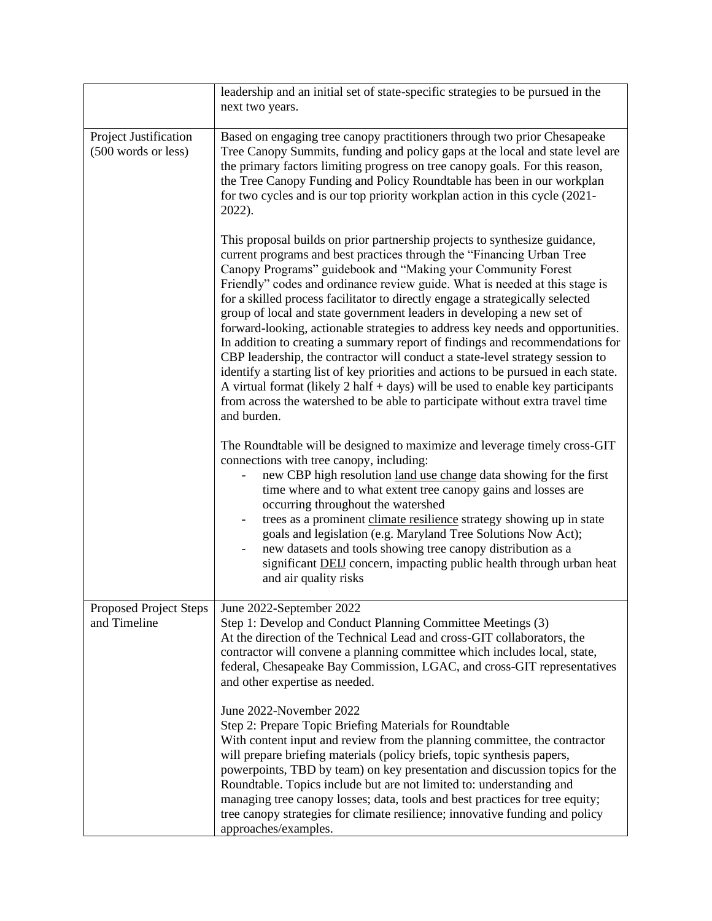| | |
|---|---|
| | leadership and an initial set of state-specific strategies to be pursued in the next two years. |
| Project Justification (500 words or less) | Based on engaging tree canopy practitioners through two prior Chesapeake Tree Canopy Summits, funding and policy gaps at the local and state level are the primary factors limiting progress on tree canopy goals. For this reason, the Tree Canopy Funding and Policy Roundtable has been in our workplan for two cycles and is our top priority workplan action in this cycle (2021-2022).<br><br>This proposal builds on prior partnership projects to synthesize guidance, current programs and best practices through the "Financing Urban Tree Canopy Programs" guidebook and "Making your Community Forest Friendly" codes and ordinance review guide. What is needed at this stage is for a skilled process facilitator to directly engage a strategically selected group of local and state government leaders in developing a new set of forward-looking, actionable strategies to address key needs and opportunities. In addition to creating a summary report of findings and recommendations for CBP leadership, the contractor will conduct a state-level strategy session to identify a starting list of key priorities and actions to be pursued in each state. A virtual format (likely 2 half + days) will be used to enable key participants from across the watershed to be able to participate without extra travel time and burden.<br><br>The Roundtable will be designed to maximize and leverage timely cross-GIT connections with tree canopy, including:<br>- new CBP high resolution land use change data showing for the first time where and to what extent tree canopy gains and losses are occurring throughout the watershed<br>- trees as a prominent climate resilience strategy showing up in state goals and legislation (e.g. Maryland Tree Solutions Now Act);<br>- new datasets and tools showing tree canopy distribution as a significant DEIJ concern, impacting public health through urban heat and air quality risks |
| Proposed Project Steps and Timeline | June 2022-September 2022<br>Step 1: Develop and Conduct Planning Committee Meetings (3)<br>At the direction of the Technical Lead and cross-GIT collaborators, the contractor will convene a planning committee which includes local, state, federal, Chesapeake Bay Commission, LGAC, and cross-GIT representatives and other expertise as needed.<br><br>June 2022-November 2022<br>Step 2: Prepare Topic Briefing Materials for Roundtable<br>With content input and review from the planning committee, the contractor will prepare briefing materials (policy briefs, topic synthesis papers, powerpoints, TBD by team) on key presentation and discussion topics for the Roundtable. Topics include but are not limited to: understanding and managing tree canopy losses; data, tools and best practices for tree equity; tree canopy strategies for climate resilience; innovative funding and policy approaches/examples. |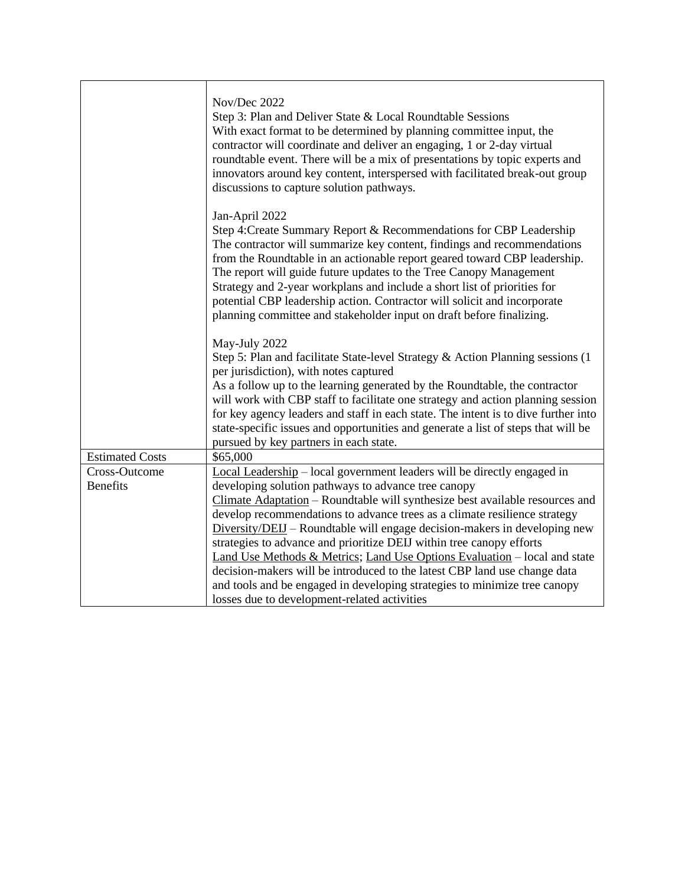| | |
|---|---|
| | Nov/Dec 2022<br>Step 3: Plan and Deliver State & Local Roundtable Sessions<br>With exact format to be determined by planning committee input, the contractor will coordinate and deliver an engaging, 1 or 2-day virtual roundtable event. There will be a mix of presentations by topic experts and innovators around key content, interspersed with facilitated break-out group discussions to capture solution pathways.<br><br>Jan-April 2022<br>Step 4:Create Summary Report & Recommendations for CBP Leadership<br>The contractor will summarize key content, findings and recommendations from the Roundtable in an actionable report geared toward CBP leadership. The report will guide future updates to the Tree Canopy Management Strategy and 2-year workplans and include a short list of priorities for potential CBP leadership action. Contractor will solicit and incorporate planning committee and stakeholder input on draft before finalizing.<br><br>May-July 2022<br>Step 5: Plan and facilitate State-level Strategy & Action Planning sessions (1 per jurisdiction), with notes captured<br>As a follow up to the learning generated by the Roundtable, the contractor will work with CBP staff to facilitate one strategy and action planning session for key agency leaders and staff in each state. The intent is to dive further into state-specific issues and opportunities and generate a list of steps that will be pursued by key partners in each state. |
| Estimated Costs | $65,000 |
| Cross-Outcome Benefits | <u>Local Leadership</u> – local government leaders will be directly engaged in developing solution pathways to advance tree canopy<br><u>Climate Adaptation</u> – Roundtable will synthesize best available resources and develop recommendations to advance trees as a climate resilience strategy<br><u>Diversity/DEIJ</u> – Roundtable will engage decision-makers in developing new strategies to advance and prioritize DEIJ within tree canopy efforts<br><u>Land Use Methods & Metrics</u>; <u>Land Use Options Evaluation</u> – local and state decision-makers will be introduced to the latest CBP land use change data and tools and be engaged in developing strategies to minimize tree canopy losses due to development-related activities |